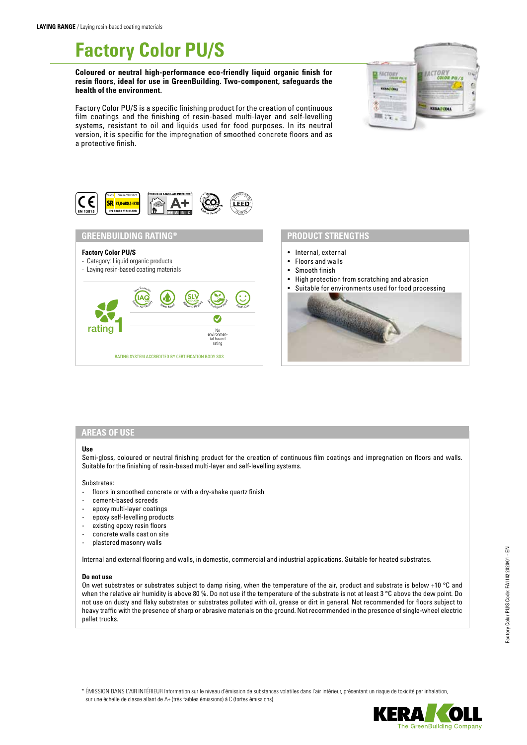**LAYING RANGE** / Laying resin-based coating materials

# Factory Color PU/S

**Coloured or neutral high-performance eco-friendly liquid organic finish for resin floors, ideal for use in GreenBuilding. Two-component, safeguards the health of the environment.**

Factory Color PU/S is a specific finishing product for the creation of continuous film coatings and the finishing of resin-based multi-layer and self-levelling systems, resistant to oil and liquids used for food purposes. In its neutral version, it is specific for the impregnation of smoothed concrete floors and as a protective finish.

CE EN 13813

SR B2,0-AR0,5-IR20 EN 13813 STANDARD

ÉMISSIONS DANS L'AIR INTÉRIEUR* A+

## GREENBUILDING RATING®

**Factory Color PU/S**
- Category: Liquid organic products
- Laying resin-based coating materials

rating 1

Low Emission IAQ Indoor Air Quality · Water Based · SLV Solvent ≤ 80 g/kg · Low Ecological Impact · Health Care

No environmental hazard rating

RATING SYSTEM ACCREDITED BY CERTIFICATION BODY SGS

## PRODUCT STRENGTHS

- Internal, external
- Floors and walls
- Smooth finish
- High protection from scratching and abrasion
- Suitable for environments used for food processing

## AREAS OF USE

**Use**

Semi-gloss, coloured or neutral finishing product for the creation of continuous film coatings and impregnation on floors and walls. Suitable for the finishing of resin-based multi-layer and self-levelling systems.

Substrates:
- floors in smoothed concrete or with a dry-shake quartz finish
- cement-based screeds
- epoxy multi-layer coatings
- epoxy self-levelling products
- existing epoxy resin floors
- concrete walls cast on site
- plastered masonry walls

Internal and external flooring and walls, in domestic, commercial and industrial applications. Suitable for heated substrates.

**Do not use**

On wet substrates or substrates subject to damp rising, when the temperature of the air, product and substrate is below +10 °C and when the relative air humidity is above 80 %. Do not use if the temperature of the substrate is not at least 3 °C above the dew point. Do not use on dusty and flaky substrates or substrates polluted with oil, grease or dirt in general. Not recommended for floors subject to heavy traffic with the presence of sharp or abrasive materials on the ground. Not recommended in the presence of single-wheel electric pallet trucks.

\* ÉMISSION DANS L'AIR INTÉRIEUR Information sur le niveau d'émission de substances volatiles dans l'air intérieur, présentant un risque de toxicité par inhalation, sur une échelle de classe allant de A+ (très faibles émissions) à C (fortes émissions).

Factory Color PU/S Code: FA1102 2020/01 - EN

KERAKOLL The GreenBuilding Company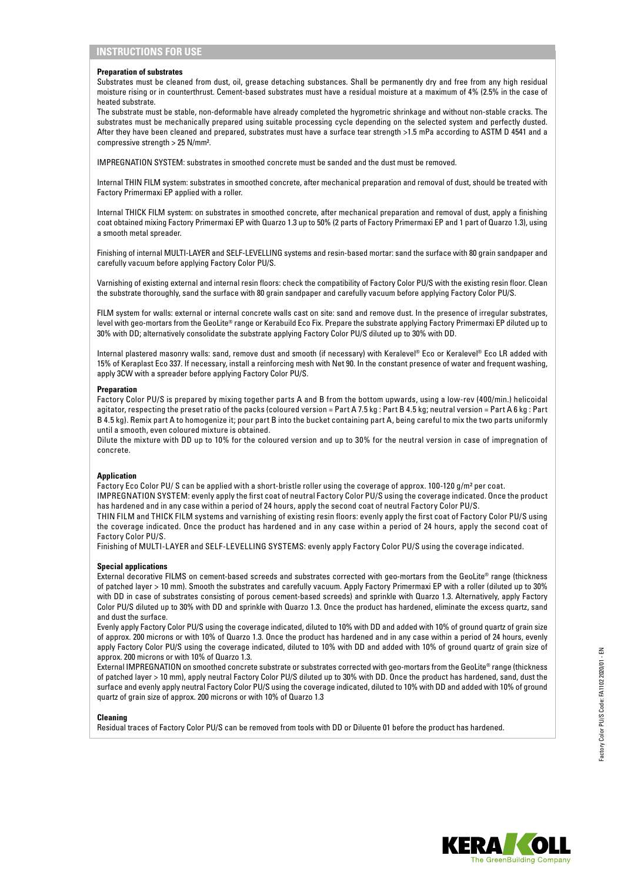## INSTRUCTIONS FOR USE

**Preparation of substrates**

Substrates must be cleaned from dust, oil, grease detaching substances. Shall be permanently dry and free from any high residual moisture rising or in counterthrust. Cement-based substrates must have a residual moisture at a maximum of 4% (2.5% in the case of heated substrate.

The substrate must be stable, non-deformable have already completed the hygrometric shrinkage and without non-stable cracks. The substrates must be mechanically prepared using suitable processing cycle depending on the selected system and perfectly dusted. After they have been cleaned and prepared, substrates must have a surface tear strength >1.5 mPa according to ASTM D 4541 and a compressive strength > 25 N/mm².

IMPREGNATION SYSTEM: substrates in smoothed concrete must be sanded and the dust must be removed.

Internal THIN FILM system: substrates in smoothed concrete, after mechanical preparation and removal of dust, should be treated with Factory Primermaxi EP applied with a roller.

Internal THICK FILM system: on substrates in smoothed concrete, after mechanical preparation and removal of dust, apply a finishing coat obtained mixing Factory Primermaxi EP with Quarzo 1.3 up to 50% (2 parts of Factory Primermaxi EP and 1 part of Quarzo 1.3), using a smooth metal spreader.

Finishing of internal MULTI-LAYER and SELF-LEVELLING systems and resin-based mortar: sand the surface with 80 grain sandpaper and carefully vacuum before applying Factory Color PU/S.

Varnishing of existing external and internal resin floors: check the compatibility of Factory Color PU/S with the existing resin floor. Clean the substrate thoroughly, sand the surface with 80 grain sandpaper and carefully vacuum before applying Factory Color PU/S.

FILM system for walls: external or internal concrete walls cast on site: sand and remove dust. In the presence of irregular substrates, level with geo-mortars from the GeoLite® range or Kerabuild Eco Fix. Prepare the substrate applying Factory Primermaxi EP diluted up to 30% with DD; alternatively consolidate the substrate applying Factory Color PU/S diluted up to 30% with DD.

Internal plastered masonry walls: sand, remove dust and smooth (if necessary) with Keralevel® Eco or Keralevel® Eco LR added with 15% of Keraplast Eco 337. If necessary, install a reinforcing mesh with Net 90. In the constant presence of water and frequent washing, apply 3CW with a spreader before applying Factory Color PU/S.

**Preparation**

Factory Color PU/S is prepared by mixing together parts A and B from the bottom upwards, using a low-rev (400/min.) helicoidal agitator, respecting the preset ratio of the packs (coloured version = Part A 7.5 kg : Part B 4.5 kg; neutral version = Part A 6 kg : Part B 4.5 kg). Remix part A to homogenize it; pour part B into the bucket containing part A, being careful to mix the two parts uniformly until a smooth, even coloured mixture is obtained.

Dilute the mixture with DD up to 10% for the coloured version and up to 30% for the neutral version in case of impregnation of concrete.

**Application**

Factory Eco Color PU/ S can be applied with a short-bristle roller using the coverage of approx. 100-120 g/m² per coat.

IMPREGNATION SYSTEM: evenly apply the first coat of neutral Factory Color PU/S using the coverage indicated. Once the product has hardened and in any case within a period of 24 hours, apply the second coat of neutral Factory Color PU/S.

THIN FILM and THICK FILM systems and varnishing of existing resin floors: evenly apply the first coat of Factory Color PU/S using the coverage indicated. Once the product has hardened and in any case within a period of 24 hours, apply the second coat of Factory Color PU/S.

Finishing of MULTI-LAYER and SELF-LEVELLING SYSTEMS: evenly apply Factory Color PU/S using the coverage indicated.

**Special applications**

External decorative FILMS on cement-based screeds and substrates corrected with geo-mortars from the GeoLite® range (thickness of patched layer > 10 mm). Smooth the substrates and carefully vacuum. Apply Factory Primermaxi EP with a roller (diluted up to 30% with DD in case of substrates consisting of porous cement-based screeds) and sprinkle with Quarzo 1.3. Alternatively, apply Factory Color PU/S diluted up to 30% with DD and sprinkle with Quarzo 1.3. Once the product has hardened, eliminate the excess quartz, sand and dust the surface.

Evenly apply Factory Color PU/S using the coverage indicated, diluted to 10% with DD and added with 10% of ground quartz of grain size of approx. 200 microns or with 10% of Quarzo 1.3. Once the product has hardened and in any case within a period of 24 hours, evenly apply Factory Color PU/S using the coverage indicated, diluted to 10% with DD and added with 10% of ground quartz of grain size of approx. 200 microns or with 10% of Quarzo 1.3.

External IMPREGNATION on smoothed concrete substrate or substrates corrected with geo-mortars from the GeoLite® range (thickness of patched layer > 10 mm), apply neutral Factory Color PU/S diluted up to 30% with DD. Once the product has hardened, sand, dust the surface and evenly apply neutral Factory Color PU/S using the coverage indicated, diluted to 10% with DD and added with 10% of ground quartz of grain size of approx. 200 microns or with 10% of Quarzo 1.3

**Cleaning**

Residual traces of Factory Color PU/S can be removed from tools with DD or Diluente 01 before the product has hardened.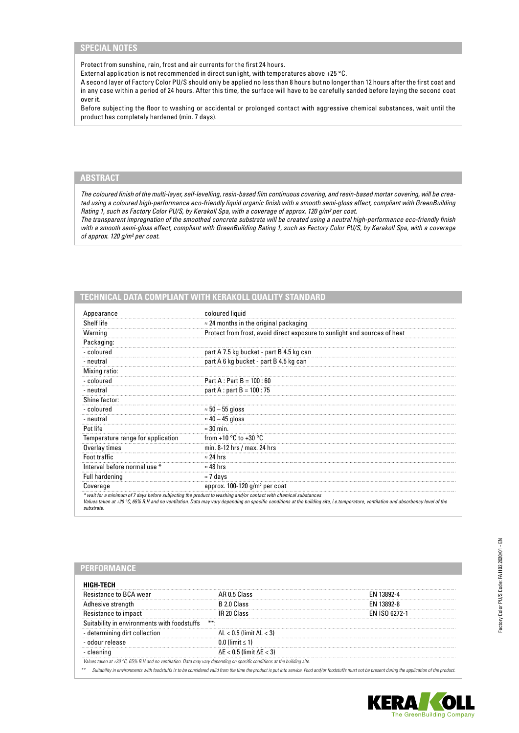## SPECIAL NOTES

Protect from sunshine, rain, frost and air currents for the first 24 hours.
External application is not recommended in direct sunlight, with temperatures above +25 °C.
A second layer of Factory Color PU/S should only be applied no less than 8 hours but no longer than 12 hours after the first coat and in any case within a period of 24 hours. After this time, the surface will have to be carefully sanded before laying the second coat over it.
Before subjecting the floor to washing or accidental or prolonged contact with aggressive chemical substances, wait until the product has completely hardened (min. 7 days).

## ABSTRACT

*The coloured finish of the multi-layer, self-levelling, resin-based film continuous covering, and resin-based mortar covering, will be created using a coloured high-performance eco-friendly liquid organic finish with a smooth semi-gloss effect, compliant with GreenBuilding Rating 1, such as Factory Color PU/S, by Kerakoll Spa, with a coverage of approx. 120 g/m² per coat.*
*The transparent impregnation of the smoothed concrete substrate will be created using a neutral high-performance eco-friendly finish with a smooth semi-gloss effect, compliant with GreenBuilding Rating 1, such as Factory Color PU/S, by Kerakoll Spa, with a coverage of approx. 120 g/m² per coat.*

## TECHNICAL DATA COMPLIANT WITH KERAKOLL QUALITY STANDARD

| | |
|---|---|
| Appearance | coloured liquid |
| Shelf life | ≈ 24 months in the original packaging |
| Warning | Protect from frost, avoid direct exposure to sunlight and sources of heat |
| Packaging: | |
| - coloured | part A 7.5 kg bucket - part B 4.5 kg can |
| - neutral | part A 6 kg bucket - part B 4.5 kg can |
| Mixing ratio: | |
| - coloured | Part A : Part B = 100 : 60 |
| - neutral | part A : part B = 100 : 75 |
| Shine factor: | |
| - coloured | ≈ 50 – 55 gloss |
| - neutral | ≈ 40 – 45 gloss |
| Pot life | ≈ 30 min. |
| Temperature range for application | from +10 °C to +30 °C |
| Overlay times | min. 8-12 hrs / max. 24 hrs |
| Foot traffic | ≈ 24 hrs |
| Interval before normal use * | ≈ 48 hrs |
| Full hardening | ≈ 7 days |
| Coverage | approx. 100-120 g/m² per coat |

*\* wait for a minimum of 7 days before subjecting the product to washing and/or contact with chemical substances*
*Values taken at +20 °C, 65% R.H.and no ventilation. Data may vary depending on specific conditions at the building site, i.e.temperature, ventilation and absorbency level of the substrate.*

## PERFORMANCE

| HIGH-TECH | | |
|---|---|---|
| Resistance to BCA wear | AR 0.5 Class | EN 13892-4 |
| Adhesive strength | B 2.0 Class | EN 13892-8 |
| Resistance to impact | IR 20 Class | EN ISO 6272-1 |
| Suitability in environments with foodstuffs | **: | |
| - determining dirt collection | ΔL < 0.5 (limit ΔL < 3) | |
| - odour release | 0.0 (limit ≤ 1) | |
| - cleaning | ΔE < 0.5 (limit ΔE < 3) | |

*Values taken at +20 °C, 65% R.H.and no ventilation. Data may vary depending on specific conditions at the building site.*

*\*\* Suitability in environments with foodstuffs is to be considered valid from the time the product is put into service. Food and/or foodstuffs must not be present during the application of the product.*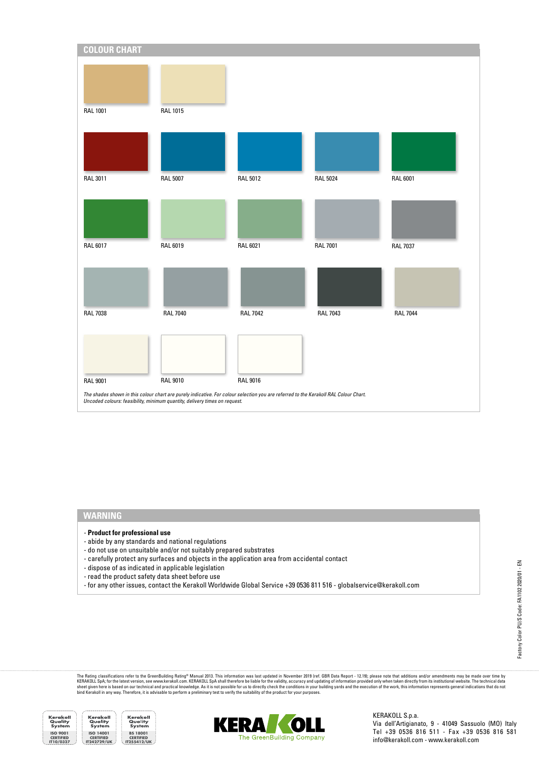## COLOUR CHART

RAL 1001
RAL 1015

RAL 3011
RAL 5007
RAL 5012
RAL 5024
RAL 6001

RAL 6017
RAL 6019
RAL 6021
RAL 7001
RAL 7037

RAL 7038
RAL 7040
RAL 7042
RAL 7043
RAL 7044

RAL 9001
RAL 9010
RAL 9016

*The shades shown in this colour chart are purely indicative. For colour selection you are referred to the Kerakoll RAL Colour Chart.*
*Uncoded colours: feasibility, minimum quantity, delivery times on request.*

## WARNING

- **Product for professional use**
- abide by any standards and national regulations
- do not use on unsuitable and/or not suitably prepared substrates
- carefully protect any surfaces and objects in the application area from accidental contact
- dispose of as indicated in applicable legislation
- read the product safety data sheet before use
- for any other issues, contact the Kerakoll Worldwide Global Service +39 0536 811 516 - globalservice@kerakoll.com

Factory Color PU/S Code: FA1102 2020/01 - EN

The Rating classifications refer to the GreenBuilding Rating® Manual 2013. This information was last updated in November 2019 (ref. GBR Data Report - 12.19); please note that additions and/or amendments may be made over time by KERAKOLL SpA; for the latest version, see www.kerakoll.com. KERAKOLL SpA shall therefore be liable for the validity, accuracy and updating of information provided only when taken directly from its institutional website. The technical data sheet given here is based on our technical and practical knowledge. As it is not possible for us to directly check the conditions in your building yards and the execution of the work, this information represents general indications that do not bind Kerakoll in any way. Therefore, it is advisable to perform a preliminary test to verify the suitability of the product for your purposes.

Kerakoll Quality System ISO 9001 CERTIFIED IT10/0327
Kerakoll Quality System ISO 14001 CERTIFIED IT242729/UK
Kerakoll Quality System BS 18001 CERTIFIED IT255412/UK

KERAKOLL The GreenBuilding Company

KERAKOLL S.p.a.
Via dell'Artigianato, 9 - 41049 Sassuolo (MO) Italy
Tel +39 0536 816 511 - Fax +39 0536 816 581
info@kerakoll.com - www.kerakoll.com